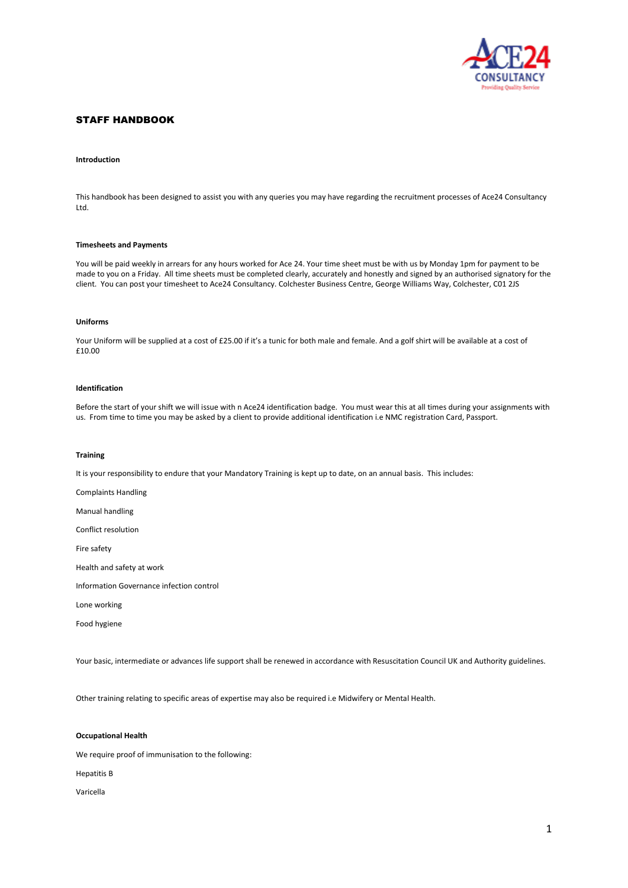# STAFF HANDBOOK

## Introduction

This handbook has been designed to assist you with any queries you may have regarding the recruitment processes of Ace24 Consultancy Ltd.

## Timesheets and Payments

You will be paid weekly in arrears for any hours worked for Ace 24. Your time sheet must be with us by Monday 1pm for payment to be made to you on a Friday. All time sheets must be completed clearly, accurately and honestly and signed by an authorised signatory for the client. You can post your timesheet to Ace24 Consultancy. Colchester Business Centre, George Williams Way, Colchester, C01 2JS

## Uniforms

Your Uniform will be supplied at a cost of £25.00 if it's a tunic for both male and female. And a golf shirt will be available at a cost of £10.00

## Identification

Before the start of your shift we will issue with n Ace24 identification badge. You must wear this at all times during your assignments with us. From time to time you may be asked by a client to provide additional identification i.e NMC registration Card, Passport.

## Training

It is your responsibility to endure that your Mandatory Training is kept up to date, on an annual basis. This includes:

Complaints Handling

Manual handling

Conflict resolution

Fire safety

Health and safety at work

Information Governance infection control

Lone working

Food hygiene

Your basic, intermediate or advances life support shall be renewed in accordance with Resuscitation Council UK and Authority guidelines.

Other training relating to specific areas of expertise may also be required i.e Midwifery or Mental Health.

## Occupational Health

We require proof of immunisation to the following:

Hepatitis B

Varicella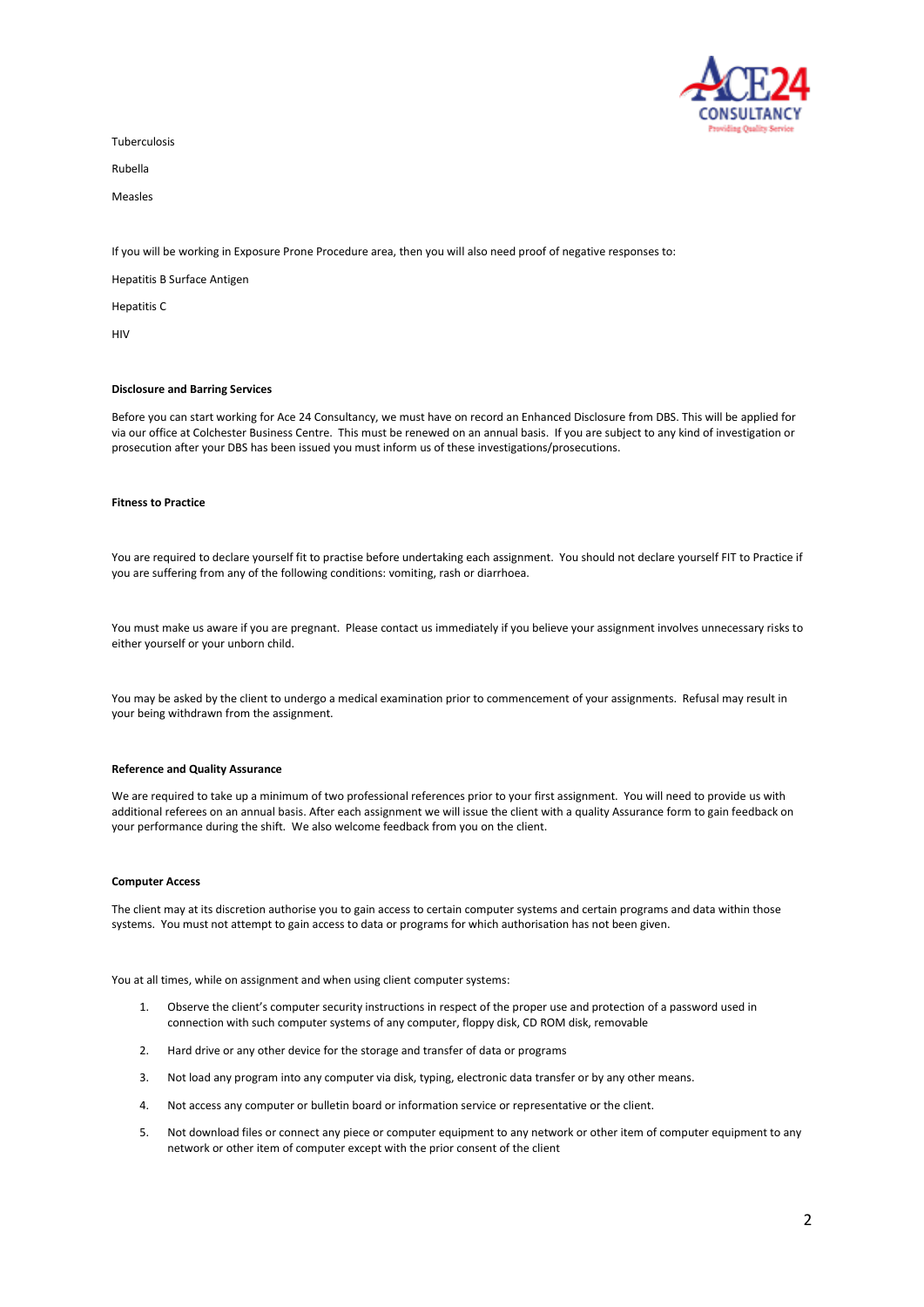Tuberculosis

Rubella

Measles

If you will be working in Exposure Prone Procedure area, then you will also need proof of negative responses to:

Hepatitis B Surface Antigen

Hepatitis C

HIV

**Disclosure and Barring Services**

Before you can start working for Ace 24 Consultancy, we must have on record an Enhanced Disclosure from DBS. This will be applied for via our office at Colchester Business Centre. This must be renewed on an annual basis. If you are subject to any kind of investigation or prosecution after your DBS has been issued you must inform us of these investigations/prosecutions.

**Fitness to Practice**

You are required to declare yourself fit to practise before undertaking each assignment. You should not declare yourself FIT to Practice if you are suffering from any of the following conditions: vomiting, rash or diarrhoea.

You must make us aware if you are pregnant. Please contact us immediately if you believe your assignment involves unnecessary risks to either yourself or your unborn child.

You may be asked by the client to undergo a medical examination prior to commencement of your assignments. Refusal may result in your being withdrawn from the assignment.

**Reference and Quality Assurance**

We are required to take up a minimum of two professional references prior to your first assignment. You will need to provide us with additional referees on an annual basis. After each assignment we will issue the client with a quality Assurance form to gain feedback on your performance during the shift. We also welcome feedback from you on the client.

**Computer Access**

The client may at its discretion authorise you to gain access to certain computer systems and certain programs and data within those systems. You must not attempt to gain access to data or programs for which authorisation has not been given.

You at all times, while on assignment and when using client computer systems:

1. Observe the client's computer security instructions in respect of the proper use and protection of a password used in connection with such computer systems of any computer, floppy disk, CD ROM disk, removable
2. Hard drive or any other device for the storage and transfer of data or programs
3. Not load any program into any computer via disk, typing, electronic data transfer or by any other means.
4. Not access any computer or bulletin board or information service or representative or the client.
5. Not download files or connect any piece or computer equipment to any network or other item of computer equipment to any network or other item of computer except with the prior consent of the client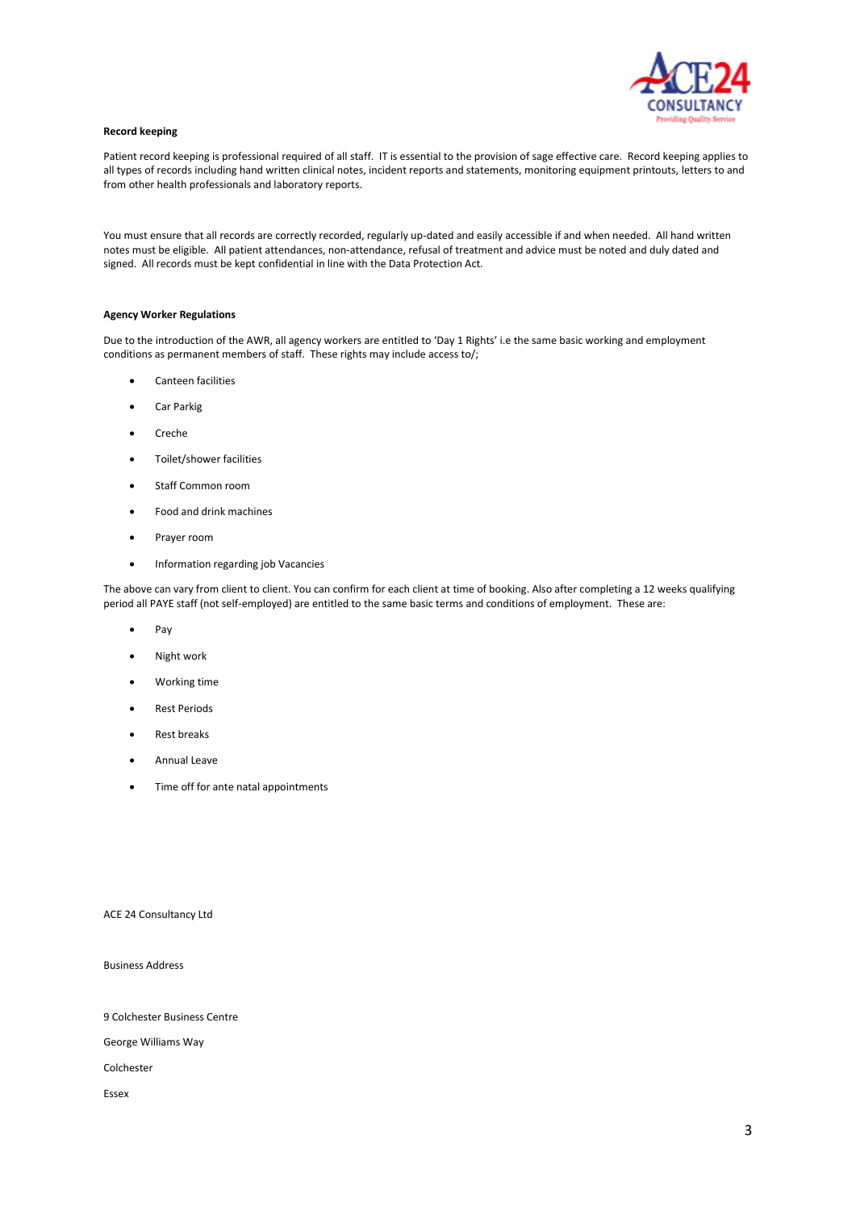**Record keeping**

Patient record keeping is professional required of all staff. IT is essential to the provision of sage effective care. Record keeping applies to all types of records including hand written clinical notes, incident reports and statements, monitoring equipment printouts, letters to and from other health professionals and laboratory reports.

You must ensure that all records are correctly recorded, regularly up-dated and easily accessible if and when needed. All hand written notes must be eligible. All patient attendances, non-attendance, refusal of treatment and advice must be noted and duly dated and signed. All records must be kept confidential in line with the Data Protection Act.

**Agency Worker Regulations**

Due to the introduction of the AWR, all agency workers are entitled to 'Day 1 Rights' i.e the same basic working and employment conditions as permanent members of staff. These rights may include access to/;

- Canteen facilities
- Car Parkig
- Creche
- Toilet/shower facilities
- Staff Common room
- Food and drink machines
- Prayer room
- Information regarding job Vacancies

The above can vary from client to client. You can confirm for each client at time of booking. Also after completing a 12 weeks qualifying period all PAYE staff (not self-employed) are entitled to the same basic terms and conditions of employment. These are:

- Pay
- Night work
- Working time
- Rest Periods
- Rest breaks
- Annual Leave
- Time off for ante natal appointments

ACE 24 Consultancy Ltd

Business Address

9 Colchester Business Centre

George Williams Way

Colchester

Essex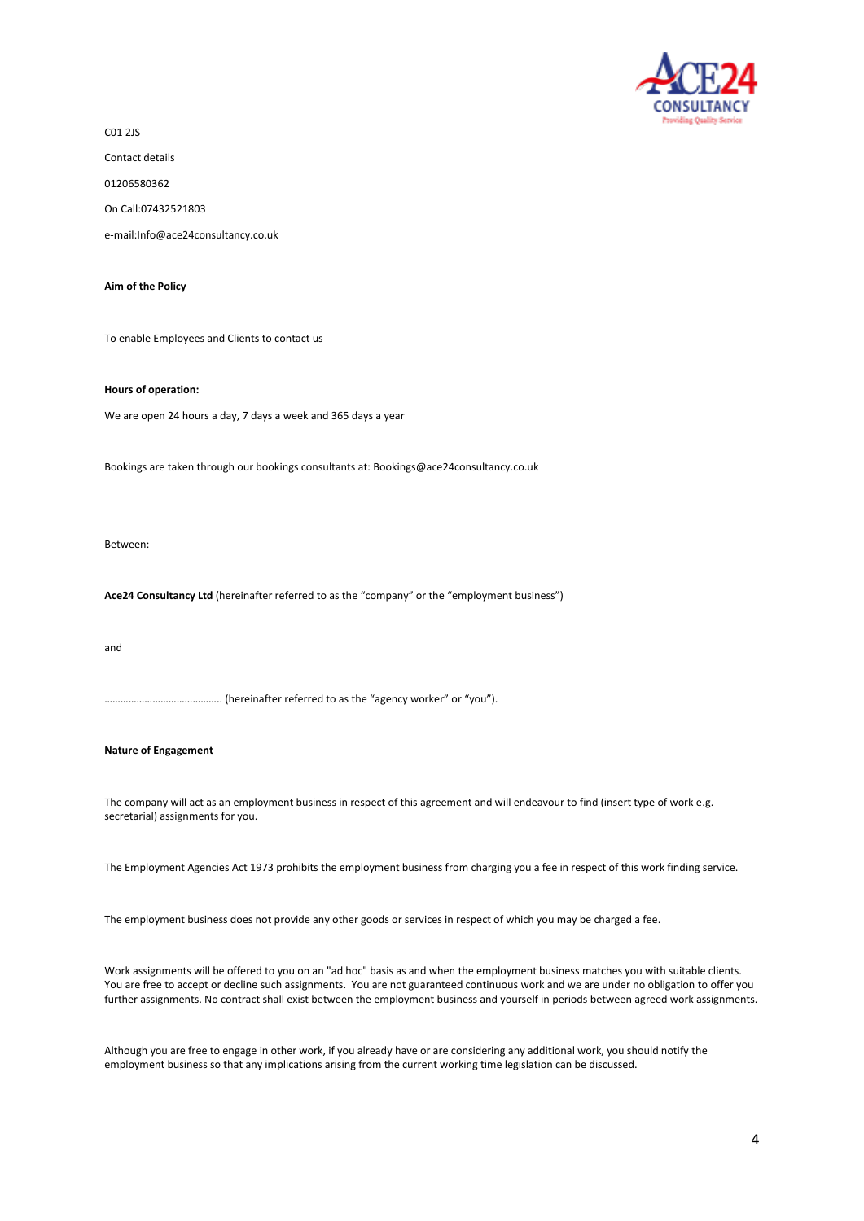C01 2JS

Contact details

01206580362

On Call:07432521803

e-mail:Info@ace24consultancy.co.uk

**Aim of the Policy**

To enable Employees and Clients to contact us

**Hours of operation:**

We are open 24 hours a day, 7 days a week and 365 days a year

Bookings are taken through our bookings consultants at: Bookings@ace24consultancy.co.uk

Between:

**Ace24 Consultancy Ltd** (hereinafter referred to as the "company" or the "employment business")

and

……………………………………. (hereinafter referred to as the "agency worker" or "you").

**Nature of Engagement**

The company will act as an employment business in respect of this agreement and will endeavour to find (insert type of work e.g. secretarial) assignments for you.

The Employment Agencies Act 1973 prohibits the employment business from charging you a fee in respect of this work finding service.

The employment business does not provide any other goods or services in respect of which you may be charged a fee.

Work assignments will be offered to you on an "ad hoc" basis as and when the employment business matches you with suitable clients. You are free to accept or decline such assignments. You are not guaranteed continuous work and we are under no obligation to offer you further assignments. No contract shall exist between the employment business and yourself in periods between agreed work assignments.

Although you are free to engage in other work, if you already have or are considering any additional work, you should notify the employment business so that any implications arising from the current working time legislation can be discussed.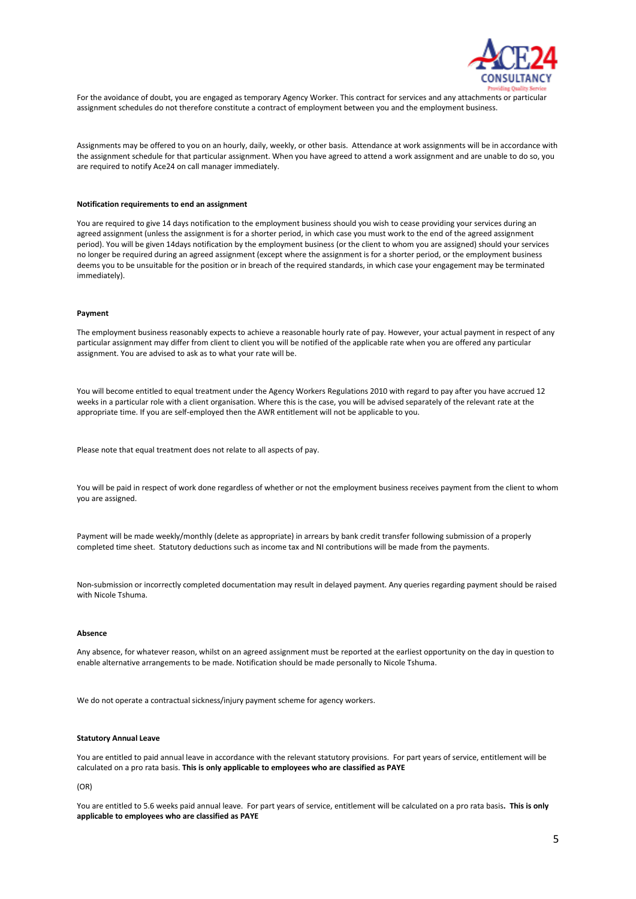For the avoidance of doubt, you are engaged as temporary Agency Worker. This contract for services and any attachments or particular assignment schedules do not therefore constitute a contract of employment between you and the employment business.

Assignments may be offered to you on an hourly, daily, weekly, or other basis. Attendance at work assignments will be in accordance with the assignment schedule for that particular assignment. When you have agreed to attend a work assignment and are unable to do so, you are required to notify Ace24 on call manager immediately.

**Notification requirements to end an assignment**

You are required to give 14 days notification to the employment business should you wish to cease providing your services during an agreed assignment (unless the assignment is for a shorter period, in which case you must work to the end of the agreed assignment period). You will be given 14days notification by the employment business (or the client to whom you are assigned) should your services no longer be required during an agreed assignment (except where the assignment is for a shorter period, or the employment business deems you to be unsuitable for the position or in breach of the required standards, in which case your engagement may be terminated immediately).

**Payment**

The employment business reasonably expects to achieve a reasonable hourly rate of pay. However, your actual payment in respect of any particular assignment may differ from client to client you will be notified of the applicable rate when you are offered any particular assignment. You are advised to ask as to what your rate will be.

You will become entitled to equal treatment under the Agency Workers Regulations 2010 with regard to pay after you have accrued 12 weeks in a particular role with a client organisation. Where this is the case, you will be advised separately of the relevant rate at the appropriate time. If you are self-employed then the AWR entitlement will not be applicable to you.

Please note that equal treatment does not relate to all aspects of pay.

You will be paid in respect of work done regardless of whether or not the employment business receives payment from the client to whom you are assigned.

Payment will be made weekly/monthly (delete as appropriate) in arrears by bank credit transfer following submission of a properly completed time sheet. Statutory deductions such as income tax and NI contributions will be made from the payments.

Non-submission or incorrectly completed documentation may result in delayed payment. Any queries regarding payment should be raised with Nicole Tshuma.

**Absence**

Any absence, for whatever reason, whilst on an agreed assignment must be reported at the earliest opportunity on the day in question to enable alternative arrangements to be made. Notification should be made personally to Nicole Tshuma.

We do not operate a contractual sickness/injury payment scheme for agency workers.

**Statutory Annual Leave**

You are entitled to paid annual leave in accordance with the relevant statutory provisions. For part years of service, entitlement will be calculated on a pro rata basis. **This is only applicable to employees who are classified as PAYE**

(OR)

You are entitled to 5.6 weeks paid annual leave. For part years of service, entitlement will be calculated on a pro rata basis**. This is only applicable to employees who are classified as PAYE**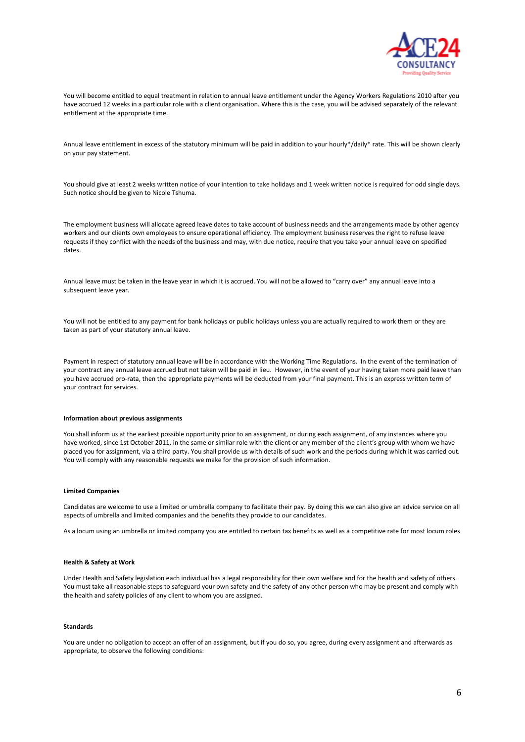You will become entitled to equal treatment in relation to annual leave entitlement under the Agency Workers Regulations 2010 after you have accrued 12 weeks in a particular role with a client organisation. Where this is the case, you will be advised separately of the relevant entitlement at the appropriate time.

Annual leave entitlement in excess of the statutory minimum will be paid in addition to your hourly*/daily* rate. This will be shown clearly on your pay statement.

You should give at least 2 weeks written notice of your intention to take holidays and 1 week written notice is required for odd single days. Such notice should be given to Nicole Tshuma.

The employment business will allocate agreed leave dates to take account of business needs and the arrangements made by other agency workers and our clients own employees to ensure operational efficiency. The employment business reserves the right to refuse leave requests if they conflict with the needs of the business and may, with due notice, require that you take your annual leave on specified dates.

Annual leave must be taken in the leave year in which it is accrued. You will not be allowed to "carry over" any annual leave into a subsequent leave year.

You will not be entitled to any payment for bank holidays or public holidays unless you are actually required to work them or they are taken as part of your statutory annual leave.

Payment in respect of statutory annual leave will be in accordance with the Working Time Regulations. In the event of the termination of your contract any annual leave accrued but not taken will be paid in lieu. However, in the event of your having taken more paid leave than you have accrued pro-rata, then the appropriate payments will be deducted from your final payment. This is an express written term of your contract for services.

**Information about previous assignments**

You shall inform us at the earliest possible opportunity prior to an assignment, or during each assignment, of any instances where you have worked, since 1st October 2011, in the same or similar role with the client or any member of the client's group with whom we have placed you for assignment, via a third party. You shall provide us with details of such work and the periods during which it was carried out. You will comply with any reasonable requests we make for the provision of such information.

**Limited Companies**

Candidates are welcome to use a limited or umbrella company to facilitate their pay. By doing this we can also give an advice service on all aspects of umbrella and limited companies and the benefits they provide to our candidates.

As a locum using an umbrella or limited company you are entitled to certain tax benefits as well as a competitive rate for most locum roles

**Health & Safety at Work**

Under Health and Safety legislation each individual has a legal responsibility for their own welfare and for the health and safety of others. You must take all reasonable steps to safeguard your own safety and the safety of any other person who may be present and comply with the health and safety policies of any client to whom you are assigned.

**Standards**

You are under no obligation to accept an offer of an assignment, but if you do so, you agree, during every assignment and afterwards as appropriate, to observe the following conditions: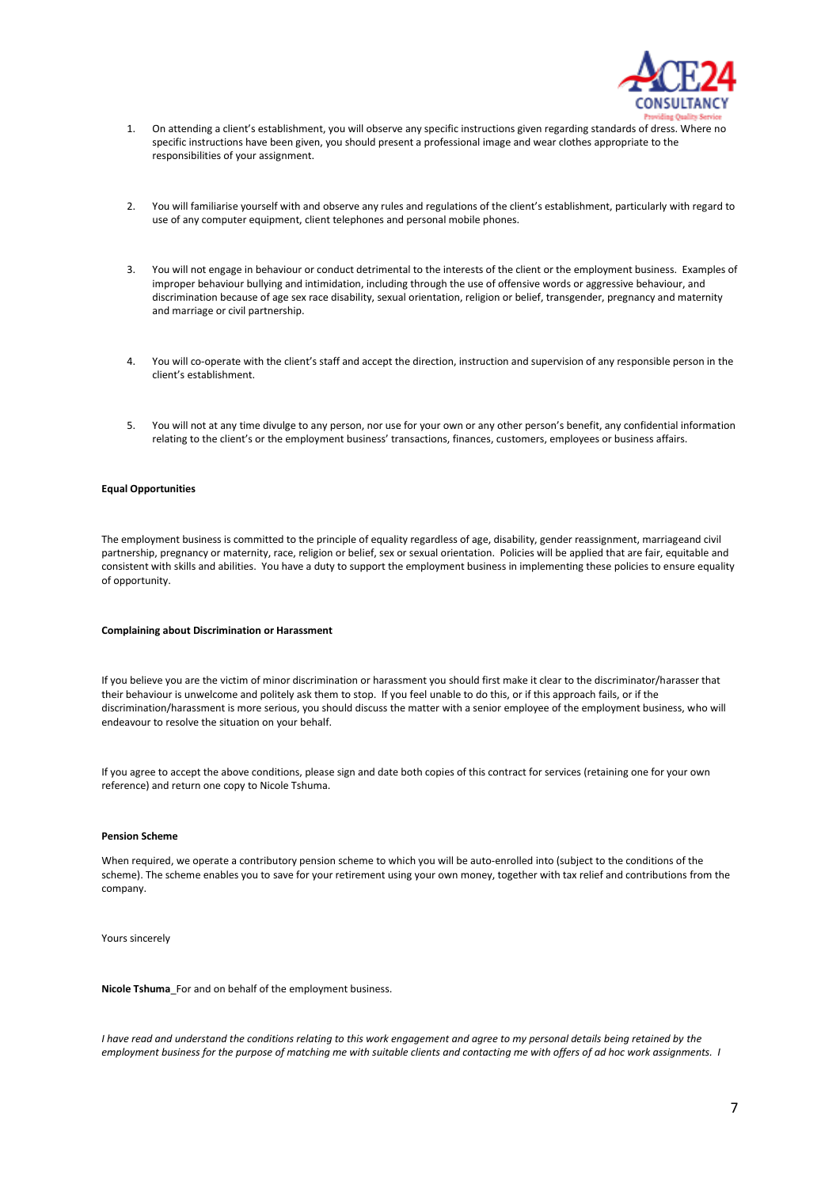1. On attending a client's establishment, you will observe any specific instructions given regarding standards of dress. Where no specific instructions have been given, you should present a professional image and wear clothes appropriate to the responsibilities of your assignment.

2. You will familiarise yourself with and observe any rules and regulations of the client's establishment, particularly with regard to use of any computer equipment, client telephones and personal mobile phones.

3. You will not engage in behaviour or conduct detrimental to the interests of the client or the employment business. Examples of improper behaviour bullying and intimidation, including through the use of offensive words or aggressive behaviour, and discrimination because of age sex race disability, sexual orientation, religion or belief, transgender, pregnancy and maternity and marriage or civil partnership.

4. You will co-operate with the client's staff and accept the direction, instruction and supervision of any responsible person in the client's establishment.

5. You will not at any time divulge to any person, nor use for your own or any other person's benefit, any confidential information relating to the client's or the employment business' transactions, finances, customers, employees or business affairs.

**Equal Opportunities**

The employment business is committed to the principle of equality regardless of age, disability, gender reassignment, marriageand civil partnership, pregnancy or maternity, race, religion or belief, sex or sexual orientation. Policies will be applied that are fair, equitable and consistent with skills and abilities. You have a duty to support the employment business in implementing these policies to ensure equality of opportunity.

**Complaining about Discrimination or Harassment**

If you believe you are the victim of minor discrimination or harassment you should first make it clear to the discriminator/harasser that their behaviour is unwelcome and politely ask them to stop. If you feel unable to do this, or if this approach fails, or if the discrimination/harassment is more serious, you should discuss the matter with a senior employee of the employment business, who will endeavour to resolve the situation on your behalf.

If you agree to accept the above conditions, please sign and date both copies of this contract for services (retaining one for your own reference) and return one copy to Nicole Tshuma.

**Pension Scheme**

When required, we operate a contributory pension scheme to which you will be auto-enrolled into (subject to the conditions of the scheme). The scheme enables you to save for your retirement using your own money, together with tax relief and contributions from the company.

Yours sincerely

**Nicole Tshuma**_For and on behalf of the employment business.

*I have read and understand the conditions relating to this work engagement and agree to my personal details being retained by the employment business for the purpose of matching me with suitable clients and contacting me with offers of ad hoc work assignments. I*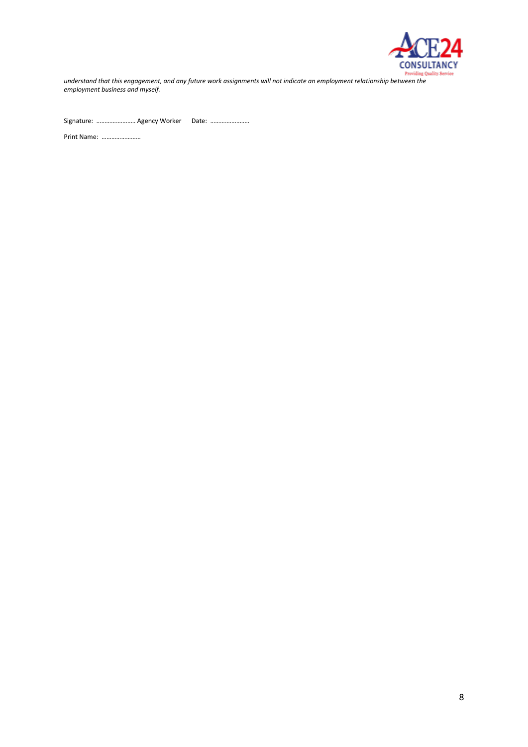*understand that this engagement, and any future work assignments will not indicate an employment relationship between the employment business and myself.*

Signature: …………………… Agency Worker Date: ……………………

Print Name: ……………………